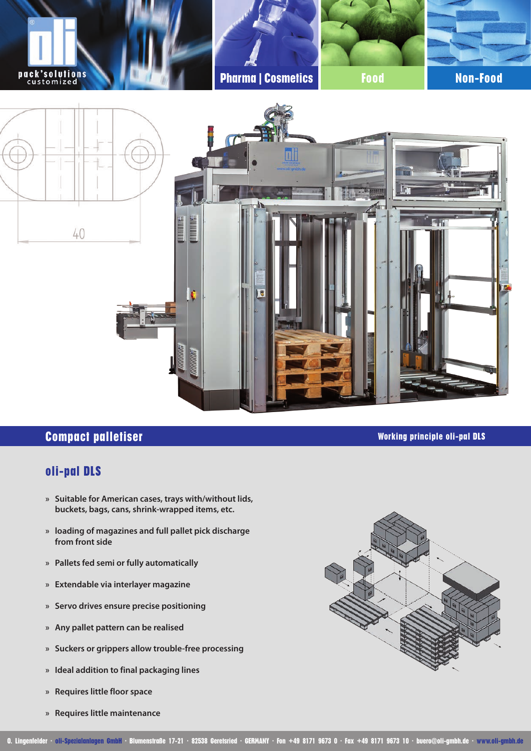pack'solutions customized

Pharma | Cosmetics

Food

Non-Food

## Compact palletiser

Working principle oli-pal DLS

### oli-pal DLS

- » Suitable for American cases, trays with/without lids, buckets, bags, cans, shrink-wrapped items, etc.
- » loading of magazines and full pallet pick discharge from front side
- » Pallets fed semi or fully automatically
- » Extendable via interlayer magazine
- » Servo drives ensure precise positioning
- » Any pallet pattern can be realised
- » Suckers or grippers allow trouble-free processing
- » Ideal addition to final packaging lines
- » Requires little floor space
- » Requires little maintenance

O. Lingenfelder · oli-Spezialanlagen GmbH · Blumenstraße 17-21 · 82538 Geretsried · GERMANY · Fon +49 8171 9673 0 · Fax +49 8171 9673 10 · buero@oli-gmbh.de · www.oli-gmbh.de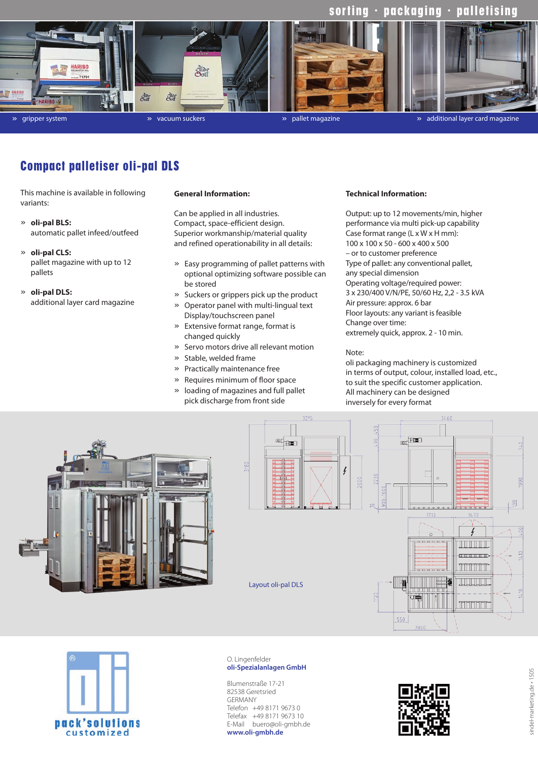sorting · packaging · palletising

» gripper system
» vacuum suckers
» pallet magazine
» additional layer card magazine

# Compact palletiser oli-pal DLS

This machine is available in following variants:

» **oli-pal BLS:**
automatic pallet infeed/outfeed

» **oli-pal CLS:**
pallet magazine with up to 12 pallets

» **oli-pal DLS:**
additional layer card magazine

**General Information:**

Can be applied in all industries.
Compact, space-efficient design.
Superior workmanship/material quality and refined operationability in all details:

» Easy programming of pallet patterns with optional optimizing software possible can be stored
» Suckers or grippers pick up the product
» Operator panel with multi-lingual text Display/touchscreen panel
» Extensive format range, format is changed quickly
» Servo motors drive all relevant motion
» Stable, welded frame
» Practically maintenance free
» Requires minimum of floor space
» loading of magazines and full pallet pick discharge from front side

**Technical Information:**

Output: up to 12 movements/min, higher performance via multi pick-up capability
Case format range (L x W x H mm):
100 x 100 x 50 - 600 x 400 x 500
– or to customer preference
Type of pallet: any conventional pallet, any special dimension
Operating voltage/required power:
3 x 230/400 V/N/PE, 50/60 Hz, 2,2 - 3.5 kVA
Air pressure: approx. 6 bar
Floor layouts: any variant is feasible
Change over time:
extremely quick, approx. 2 - 10 min.

Note:
oli packaging machinery is customized in terms of output, colour, installed load, etc., to suit the specific customer application.
All machinery can be designed inversely for every format

Layout oli-pal DLS

pack'solutions customized

O. Lingenfelder
**oli-Spezialanlagen GmbH**

Blumenstraße 17-21
82538 Geretsried
GERMANY
Telefon +49 8171 9673 0
Telefax +49 8171 9673 10
E-Mail buero@oli-gmbh.de
**www.oli-gmbh.de**

sindel-marketing.de • 1505